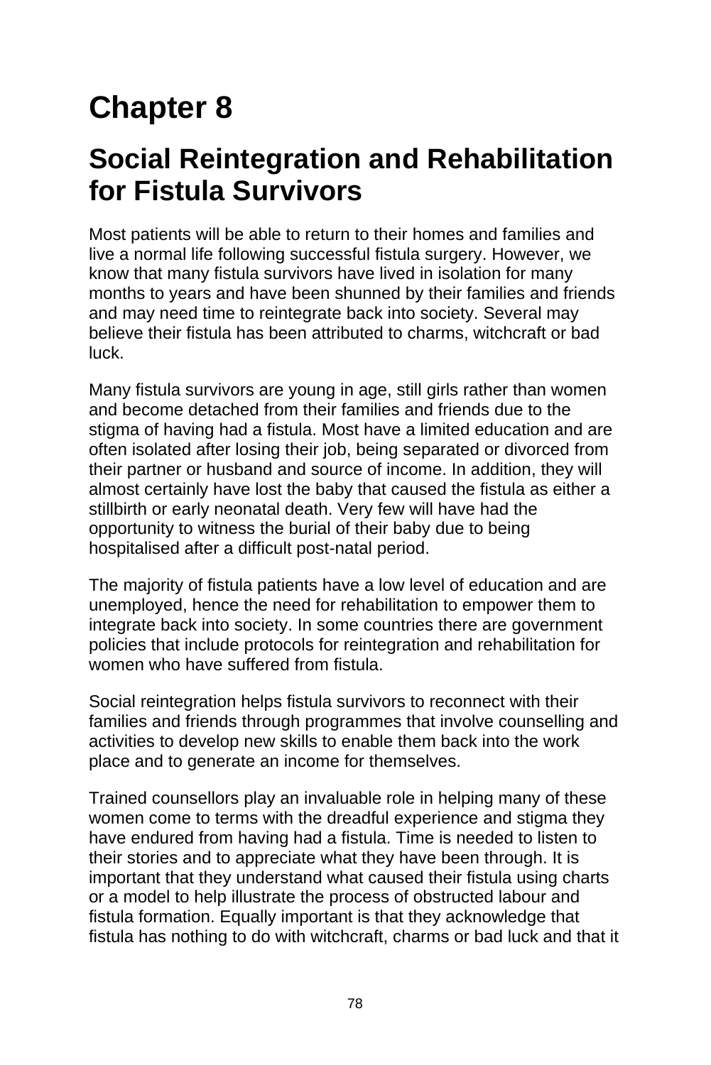# Chapter 8

## Social Reintegration and Rehabilitation for Fistula Survivors

Most patients will be able to return to their homes and families and live a normal life following successful fistula surgery. However, we know that many fistula survivors have lived in isolation for many months to years and have been shunned by their families and friends and may need time to reintegrate back into society. Several may believe their fistula has been attributed to charms, witchcraft or bad luck.

Many fistula survivors are young in age, still girls rather than women and become detached from their families and friends due to the stigma of having had a fistula. Most have a limited education and are often isolated after losing their job, being separated or divorced from their partner or husband and source of income. In addition, they will almost certainly have lost the baby that caused the fistula as either a stillbirth or early neonatal death. Very few will have had the opportunity to witness the burial of their baby due to being hospitalised after a difficult post-natal period.

The majority of fistula patients have a low level of education and are unemployed, hence the need for rehabilitation to empower them to integrate back into society. In some countries there are government policies that include protocols for reintegration and rehabilitation for women who have suffered from fistula.

Social reintegration helps fistula survivors to reconnect with their families and friends through programmes that involve counselling and activities to develop new skills to enable them back into the work place and to generate an income for themselves.

Trained counsellors play an invaluable role in helping many of these women come to terms with the dreadful experience and stigma they have endured from having had a fistula. Time is needed to listen to their stories and to appreciate what they have been through. It is important that they understand what caused their fistula using charts or a model to help illustrate the process of obstructed labour and fistula formation. Equally important is that they acknowledge that fistula has nothing to do with witchcraft, charms or bad luck and that it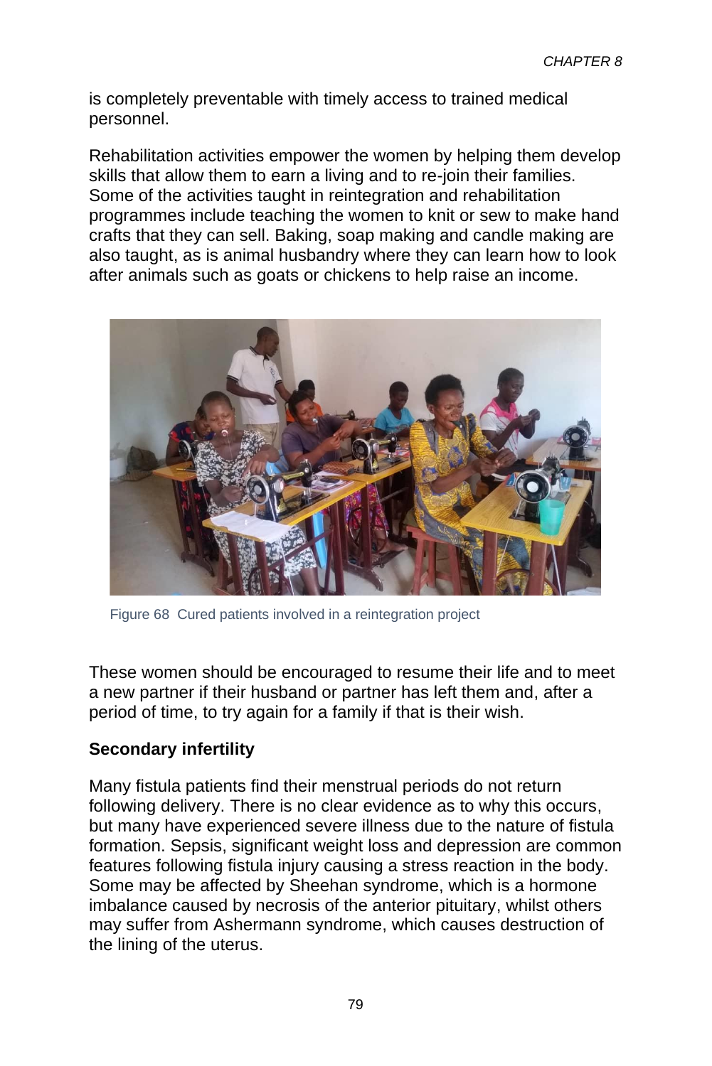is completely preventable with timely access to trained medical personnel.

Rehabilitation activities empower the women by helping them develop skills that allow them to earn a living and to re-join their families. Some of the activities taught in reintegration and rehabilitation programmes include teaching the women to knit or sew to make hand crafts that they can sell. Baking, soap making and candle making are also taught, as is animal husbandry where they can learn how to look after animals such as goats or chickens to help raise an income.

Figure 68 Cured patients involved in a reintegration project

These women should be encouraged to resume their life and to meet a new partner if their husband or partner has left them and, after a period of time, to try again for a family if that is their wish.

**Secondary infertility**

Many fistula patients find their menstrual periods do not return following delivery. There is no clear evidence as to why this occurs, but many have experienced severe illness due to the nature of fistula formation. Sepsis, significant weight loss and depression are common features following fistula injury causing a stress reaction in the body. Some may be affected by Sheehan syndrome, which is a hormone imbalance caused by necrosis of the anterior pituitary, whilst others may suffer from Ashermann syndrome, which causes destruction of the lining of the uterus.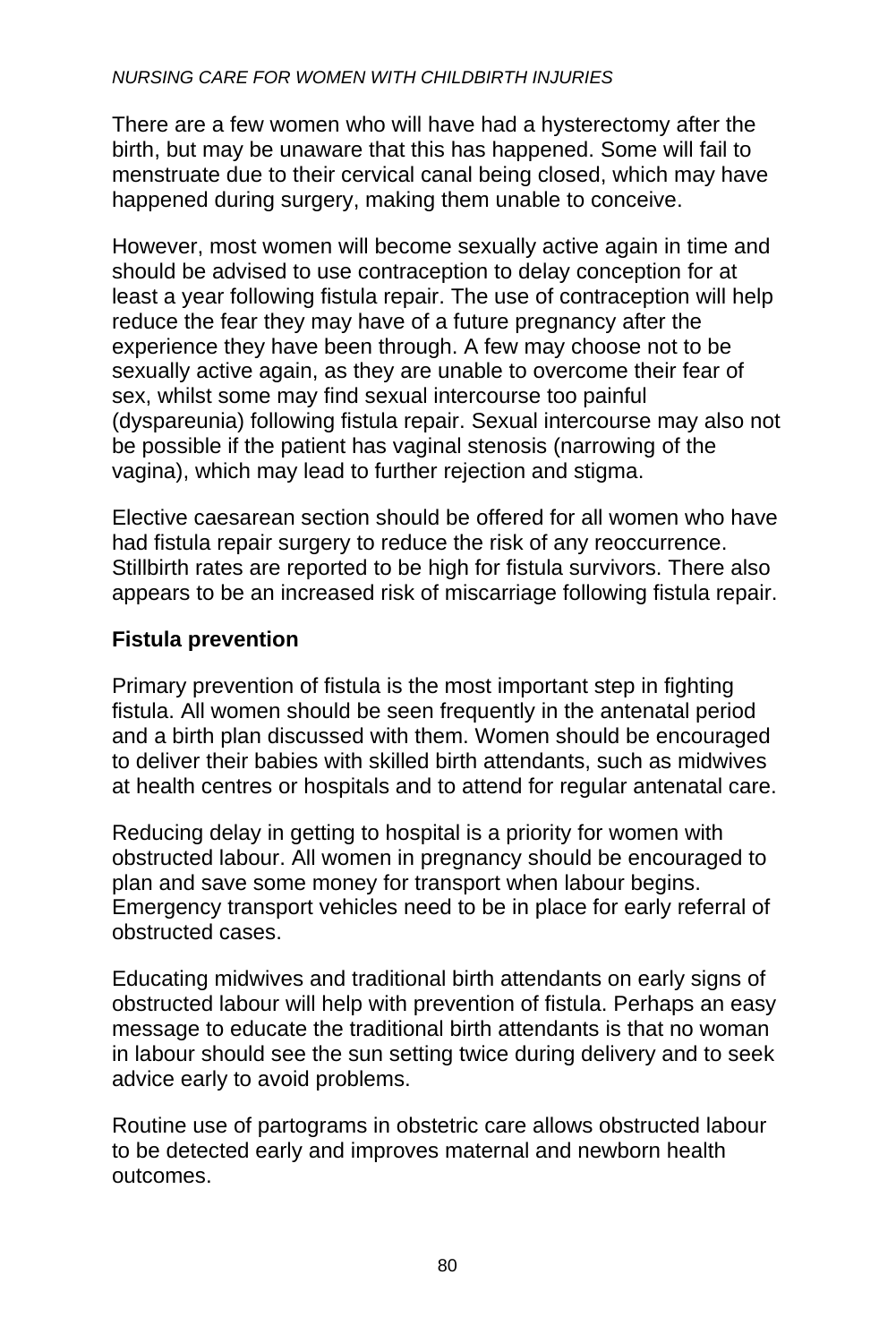There are a few women who will have had a hysterectomy after the birth, but may be unaware that this has happened. Some will fail to menstruate due to their cervical canal being closed, which may have happened during surgery, making them unable to conceive.

However, most women will become sexually active again in time and should be advised to use contraception to delay conception for at least a year following fistula repair. The use of contraception will help reduce the fear they may have of a future pregnancy after the experience they have been through. A few may choose not to be sexually active again, as they are unable to overcome their fear of sex, whilst some may find sexual intercourse too painful (dyspareunia) following fistula repair. Sexual intercourse may also not be possible if the patient has vaginal stenosis (narrowing of the vagina), which may lead to further rejection and stigma.

Elective caesarean section should be offered for all women who have had fistula repair surgery to reduce the risk of any reoccurrence. Stillbirth rates are reported to be high for fistula survivors. There also appears to be an increased risk of miscarriage following fistula repair.

**Fistula prevention**

Primary prevention of fistula is the most important step in fighting fistula. All women should be seen frequently in the antenatal period and a birth plan discussed with them. Women should be encouraged to deliver their babies with skilled birth attendants, such as midwives at health centres or hospitals and to attend for regular antenatal care.

Reducing delay in getting to hospital is a priority for women with obstructed labour. All women in pregnancy should be encouraged to plan and save some money for transport when labour begins. Emergency transport vehicles need to be in place for early referral of obstructed cases.

Educating midwives and traditional birth attendants on early signs of obstructed labour will help with prevention of fistula. Perhaps an easy message to educate the traditional birth attendants is that no woman in labour should see the sun setting twice during delivery and to seek advice early to avoid problems.

Routine use of partograms in obstetric care allows obstructed labour to be detected early and improves maternal and newborn health outcomes.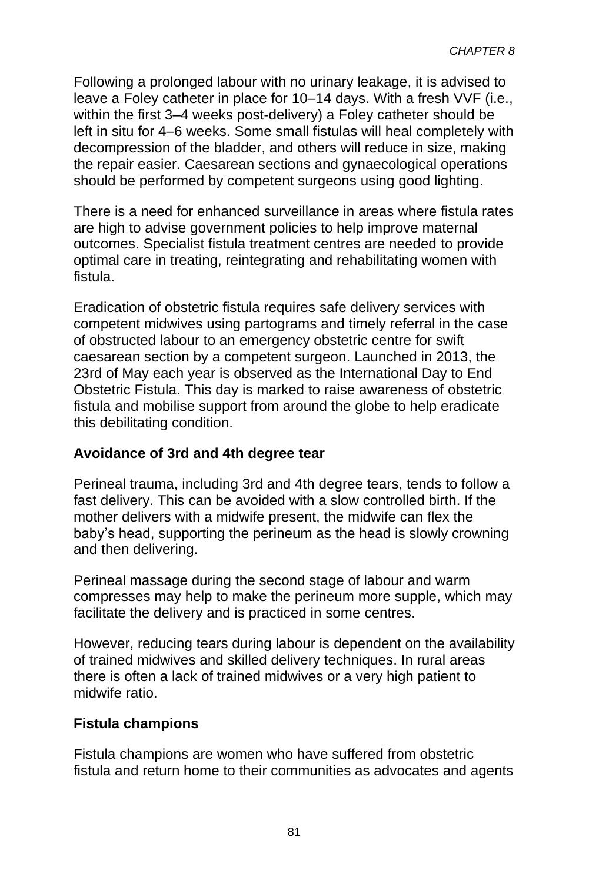Following a prolonged labour with no urinary leakage, it is advised to leave a Foley catheter in place for 10–14 days. With a fresh VVF (i.e., within the first 3–4 weeks post-delivery) a Foley catheter should be left in situ for 4–6 weeks. Some small fistulas will heal completely with decompression of the bladder, and others will reduce in size, making the repair easier. Caesarean sections and gynaecological operations should be performed by competent surgeons using good lighting.

There is a need for enhanced surveillance in areas where fistula rates are high to advise government policies to help improve maternal outcomes. Specialist fistula treatment centres are needed to provide optimal care in treating, reintegrating and rehabilitating women with fistula.

Eradication of obstetric fistula requires safe delivery services with competent midwives using partograms and timely referral in the case of obstructed labour to an emergency obstetric centre for swift caesarean section by a competent surgeon. Launched in 2013, the 23rd of May each year is observed as the International Day to End Obstetric Fistula. This day is marked to raise awareness of obstetric fistula and mobilise support from around the globe to help eradicate this debilitating condition.

**Avoidance of 3rd and 4th degree tear**

Perineal trauma, including 3rd and 4th degree tears, tends to follow a fast delivery. This can be avoided with a slow controlled birth. If the mother delivers with a midwife present, the midwife can flex the baby's head, supporting the perineum as the head is slowly crowning and then delivering.

Perineal massage during the second stage of labour and warm compresses may help to make the perineum more supple, which may facilitate the delivery and is practiced in some centres.

However, reducing tears during labour is dependent on the availability of trained midwives and skilled delivery techniques. In rural areas there is often a lack of trained midwives or a very high patient to midwife ratio.

**Fistula champions**

Fistula champions are women who have suffered from obstetric fistula and return home to their communities as advocates and agents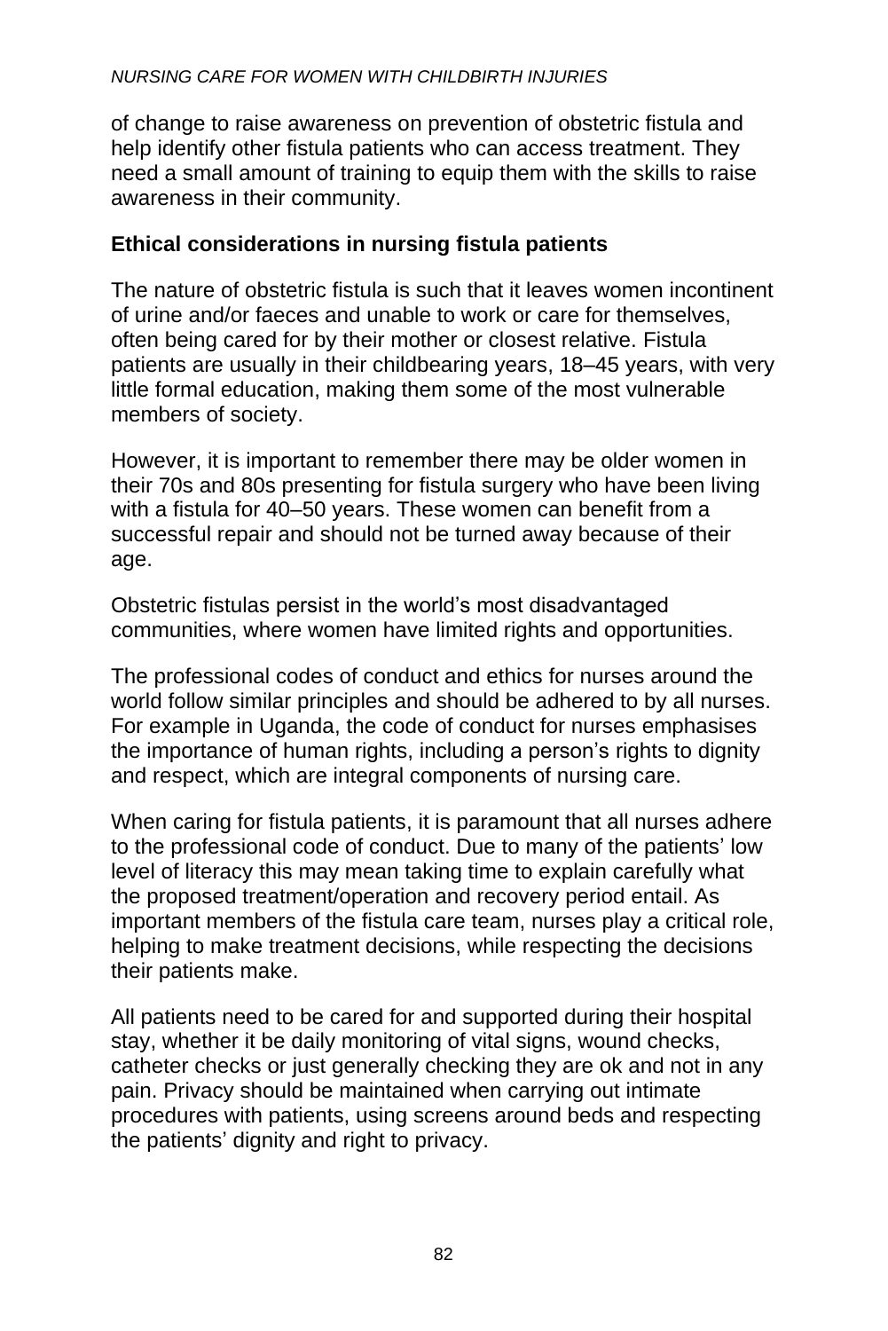of change to raise awareness on prevention of obstetric fistula and help identify other fistula patients who can access treatment. They need a small amount of training to equip them with the skills to raise awareness in their community.

## Ethical considerations in nursing fistula patients

The nature of obstetric fistula is such that it leaves women incontinent of urine and/or faeces and unable to work or care for themselves, often being cared for by their mother or closest relative. Fistula patients are usually in their childbearing years, 18–45 years, with very little formal education, making them some of the most vulnerable members of society.

However, it is important to remember there may be older women in their 70s and 80s presenting for fistula surgery who have been living with a fistula for 40–50 years. These women can benefit from a successful repair and should not be turned away because of their age.

Obstetric fistulas persist in the world's most disadvantaged communities, where women have limited rights and opportunities.

The professional codes of conduct and ethics for nurses around the world follow similar principles and should be adhered to by all nurses. For example in Uganda, the code of conduct for nurses emphasises the importance of human rights, including a person's rights to dignity and respect, which are integral components of nursing care.

When caring for fistula patients, it is paramount that all nurses adhere to the professional code of conduct. Due to many of the patients' low level of literacy this may mean taking time to explain carefully what the proposed treatment/operation and recovery period entail. As important members of the fistula care team, nurses play a critical role, helping to make treatment decisions, while respecting the decisions their patients make.

All patients need to be cared for and supported during their hospital stay, whether it be daily monitoring of vital signs, wound checks, catheter checks or just generally checking they are ok and not in any pain. Privacy should be maintained when carrying out intimate procedures with patients, using screens around beds and respecting the patients' dignity and right to privacy.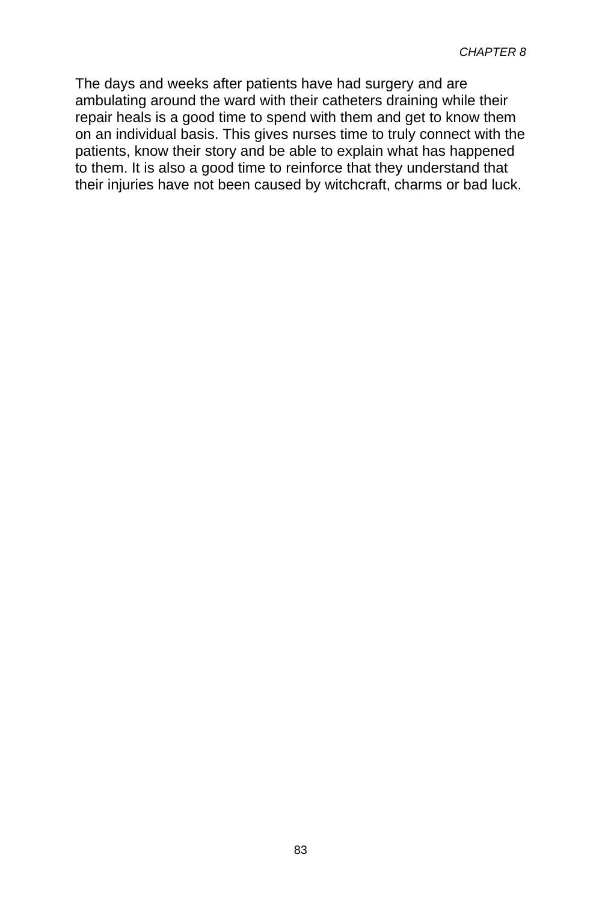The days and weeks after patients have had surgery and are ambulating around the ward with their catheters draining while their repair heals is a good time to spend with them and get to know them on an individual basis. This gives nurses time to truly connect with the patients, know their story and be able to explain what has happened to them. It is also a good time to reinforce that they understand that their injuries have not been caused by witchcraft, charms or bad luck.